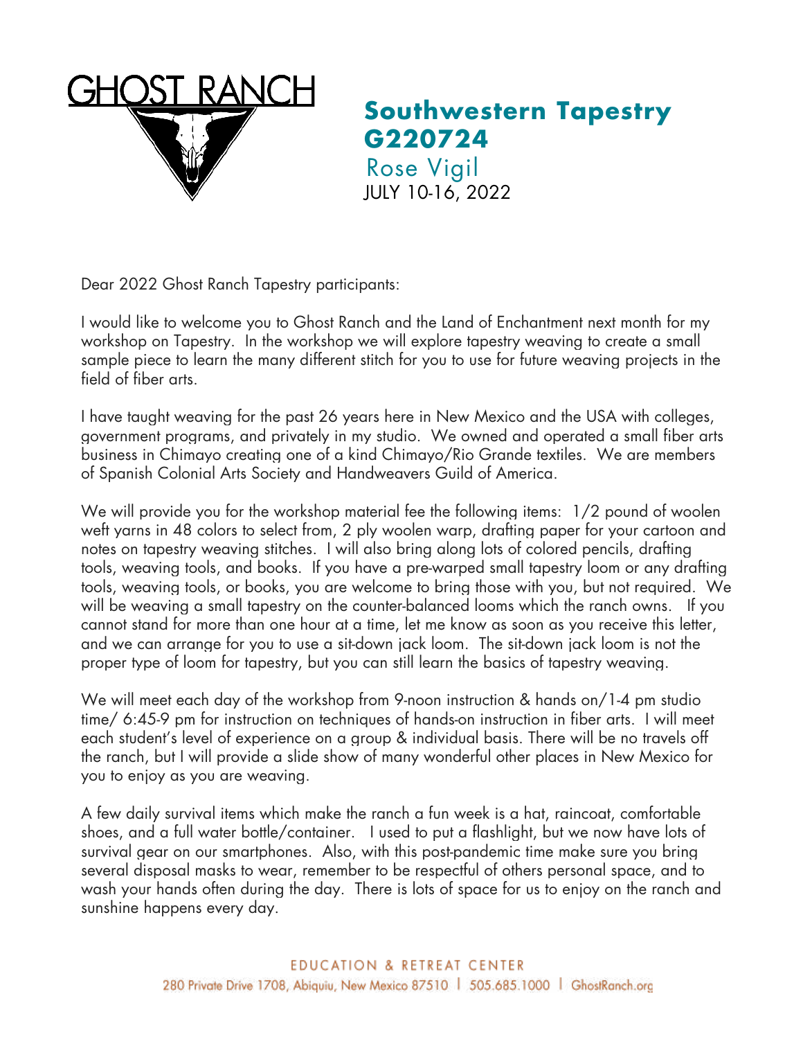GHOST RANCH

# Southwestern Tapestry G220724

Rose Vigil

JULY 10-16, 2022

Dear 2022 Ghost Ranch Tapestry participants:

I would like to welcome you to Ghost Ranch and the Land of Enchantment next month for my workshop on Tapestry. In the workshop we will explore tapestry weaving to create a small sample piece to learn the many different stitch for you to use for future weaving projects in the field of fiber arts.

I have taught weaving for the past 26 years here in New Mexico and the USA with colleges, government programs, and privately in my studio. We owned and operated a small fiber arts business in Chimayo creating one of a kind Chimayo/Rio Grande textiles. We are members of Spanish Colonial Arts Society and Handweavers Guild of America.

We will provide you for the workshop material fee the following items: 1/2 pound of woolen weft yarns in 48 colors to select from, 2 ply woolen warp, drafting paper for your cartoon and notes on tapestry weaving stitches. I will also bring along lots of colored pencils, drafting tools, weaving tools, and books. If you have a pre-warped small tapestry loom or any drafting tools, weaving tools, or books, you are welcome to bring those with you, but not required. We will be weaving a small tapestry on the counter-balanced looms which the ranch owns. If you cannot stand for more than one hour at a time, let me know as soon as you receive this letter, and we can arrange for you to use a sit-down jack loom. The sit-down jack loom is not the proper type of loom for tapestry, but you can still learn the basics of tapestry weaving.

We will meet each day of the workshop from 9-noon instruction & hands on/1-4 pm studio time/ 6:45-9 pm for instruction on techniques of hands-on instruction in fiber arts. I will meet each student's level of experience on a group & individual basis. There will be no travels off the ranch, but I will provide a slide show of many wonderful other places in New Mexico for you to enjoy as you are weaving.

A few daily survival items which make the ranch a fun week is a hat, raincoat, comfortable shoes, and a full water bottle/container. I used to put a flashlight, but we now have lots of survival gear on our smartphones. Also, with this post-pandemic time make sure you bring several disposal masks to wear, remember to be respectful of others personal space, and to wash your hands often during the day. There is lots of space for us to enjoy on the ranch and sunshine happens every day.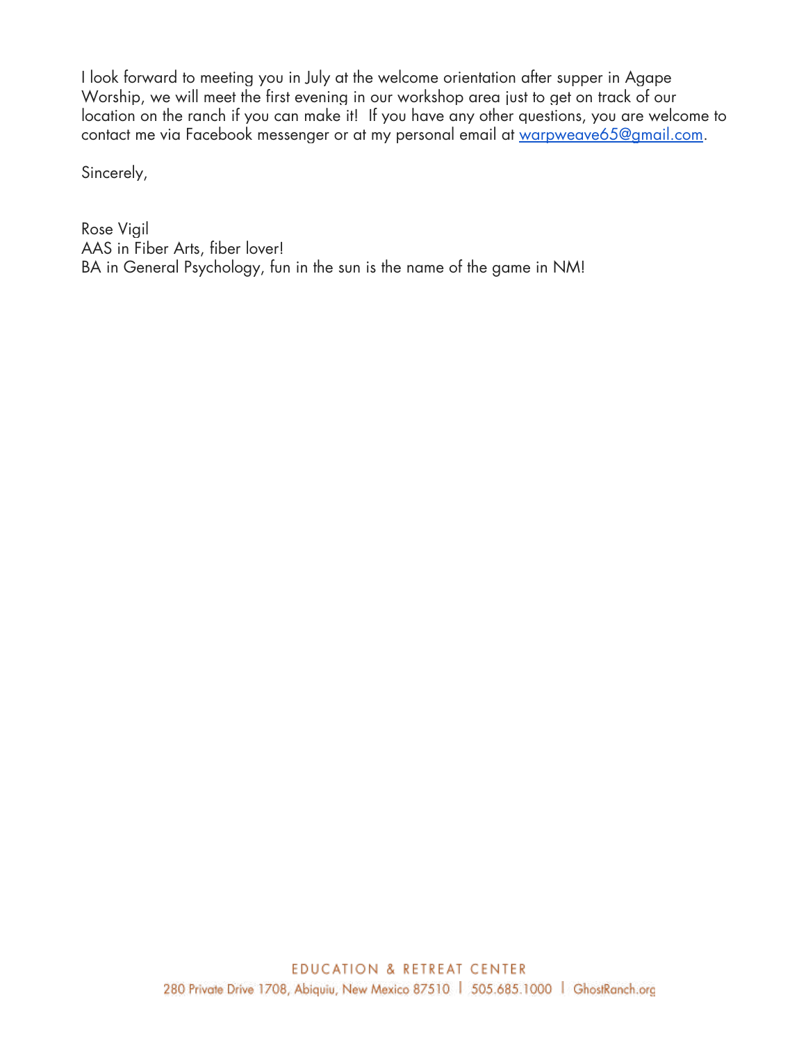I look forward to meeting you in July at the welcome orientation after supper in Agape Worship, we will meet the first evening in our workshop area just to get on track of our location on the ranch if you can make it! If you have any other questions, you are welcome to contact me via Facebook messenger or at my personal email at [warpweave65@gmail.com](mailto:warpweave65@gmail.com).

Sincerely,

Rose Vigil
AAS in Fiber Arts, fiber lover!
BA in General Psychology, fun in the sun is the name of the game in NM!